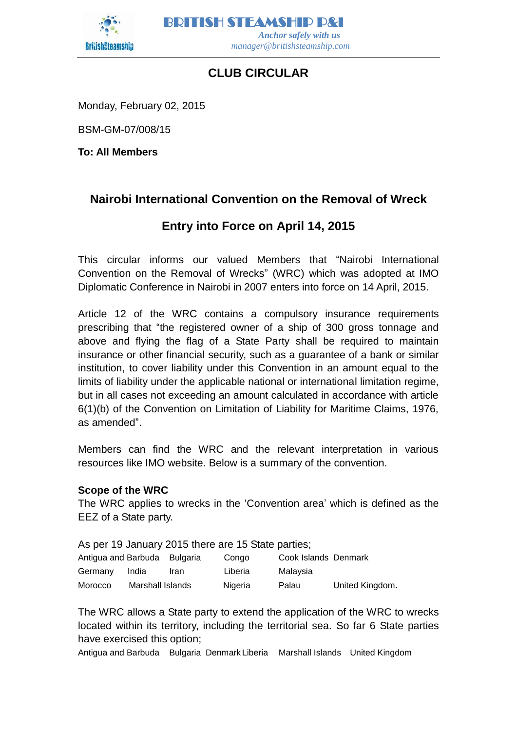**BRITISH STEAMSHIP P&I**

*Anchor safely with us*

*manager@britishsteamship.com*

# CLUB CIRCULAR

Monday, February 02, 2015

BSM-GM-07/008/15

**To: All Members**

## Nairobi International Convention on the Removal of Wreck

## Entry into Force on April 14, 2015

This circular informs our valued Members that "Nairobi International Convention on the Removal of Wrecks" (WRC) which was adopted at IMO Diplomatic Conference in Nairobi in 2007 enters into force on 14 April, 2015.

Article 12 of the WRC contains a compulsory insurance requirements prescribing that "the registered owner of a ship of 300 gross tonnage and above and flying the flag of a State Party shall be required to maintain insurance or other financial security, such as a guarantee of a bank or similar institution, to cover liability under this Convention in an amount equal to the limits of liability under the applicable national or international limitation regime, but in all cases not exceeding an amount calculated in accordance with article 6(1)(b) of the Convention on Limitation of Liability for Maritime Claims, 1976, as amended".

Members can find the WRC and the relevant interpretation in various resources like IMO website. Below is a summary of the convention.

**Scope of the WRC**

The WRC applies to wrecks in the 'Convention area' which is defined as the EEZ of a State party.

As per 19 January 2015 there are 15 State parties;

Antigua and Barbuda, Bulgaria, Congo, Cook Islands, Denmark, Germany, India, Iran, Liberia, Malaysia, Morocco, Marshall Islands, Nigeria, Palau, United Kingdom.

The WRC allows a State party to extend the application of the WRC to wrecks located within its territory, including the territorial sea. So far 6 State parties have exercised this option;

Antigua and Barbuda, Bulgaria, Denmark, Liberia, Marshall Islands, United Kingdom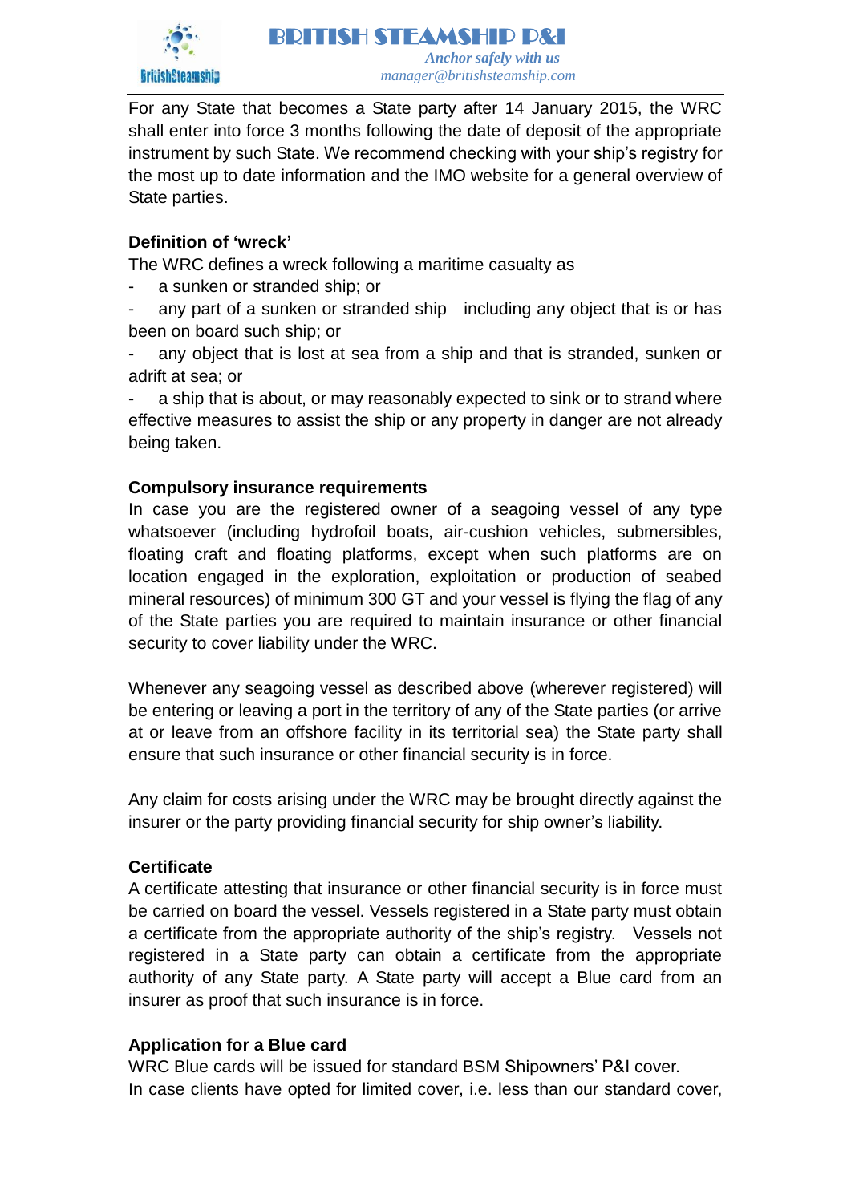For any State that becomes a State party after 14 January 2015, the WRC shall enter into force 3 months following the date of deposit of the appropriate instrument by such State. We recommend checking with your ship's registry for the most up to date information and the IMO website for a general overview of State parties.

**Definition of 'wreck'**

The WRC defines a wreck following a maritime casualty as

- a sunken or stranded ship; or
- any part of a sunken or stranded ship including any object that is or has been on board such ship; or
- any object that is lost at sea from a ship and that is stranded, sunken or adrift at sea; or
- a ship that is about, or may reasonably expected to sink or to strand where effective measures to assist the ship or any property in danger are not already being taken.

**Compulsory insurance requirements**

In case you are the registered owner of a seagoing vessel of any type whatsoever (including hydrofoil boats, air-cushion vehicles, submersibles, floating craft and floating platforms, except when such platforms are on location engaged in the exploration, exploitation or production of seabed mineral resources) of minimum 300 GT and your vessel is flying the flag of any of the State parties you are required to maintain insurance or other financial security to cover liability under the WRC.

Whenever any seagoing vessel as described above (wherever registered) will be entering or leaving a port in the territory of any of the State parties (or arrive at or leave from an offshore facility in its territorial sea) the State party shall ensure that such insurance or other financial security is in force.

Any claim for costs arising under the WRC may be brought directly against the insurer or the party providing financial security for ship owner's liability.

**Certificate**

A certificate attesting that insurance or other financial security is in force must be carried on board the vessel. Vessels registered in a State party must obtain a certificate from the appropriate authority of the ship's registry. Vessels not registered in a State party can obtain a certificate from the appropriate authority of any State party. A State party will accept a Blue card from an insurer as proof that such insurance is in force.

**Application for a Blue card**

WRC Blue cards will be issued for standard BSM Shipowners' P&I cover.
In case clients have opted for limited cover, i.e. less than our standard cover,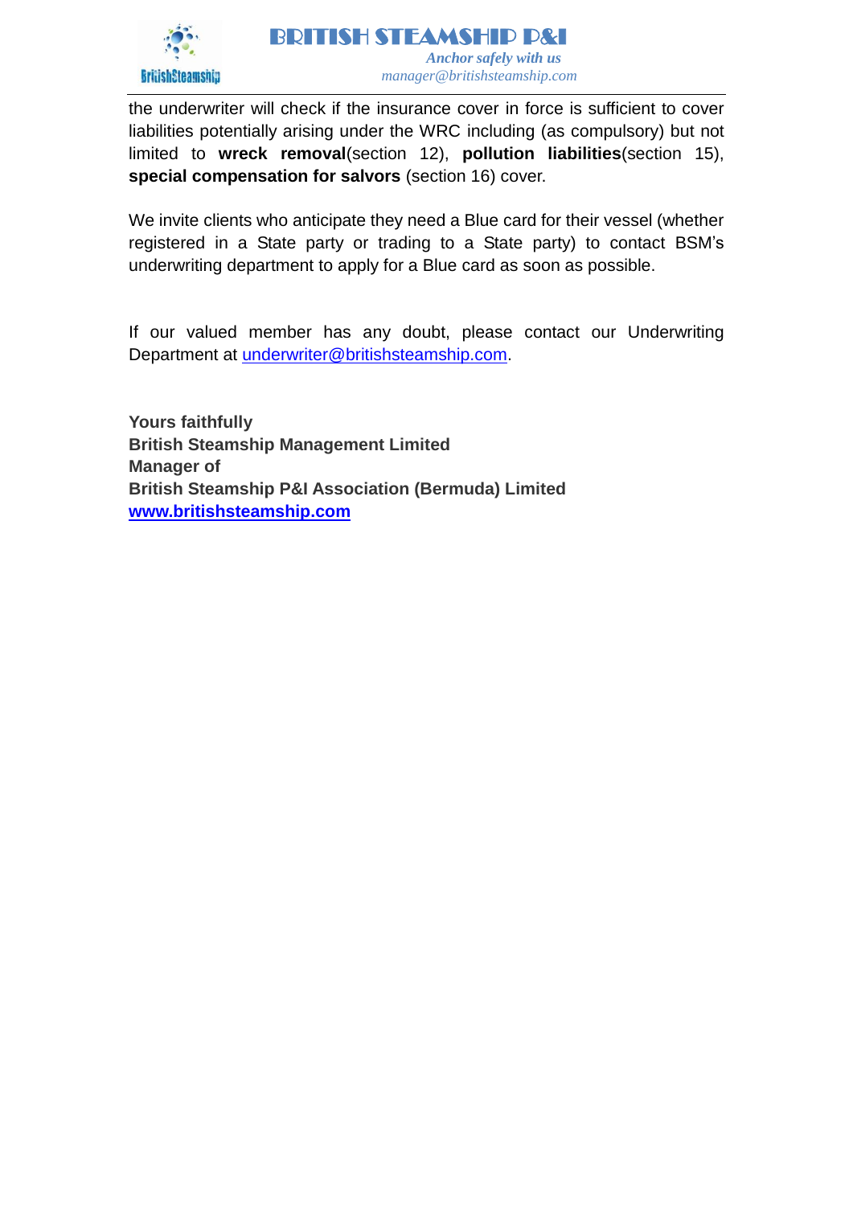the underwriter will check if the insurance cover in force is sufficient to cover liabilities potentially arising under the WRC including (as compulsory) but not limited to **wreck removal**(section 12), **pollution liabilities**(section 15), **special compensation for salvors** (section 16) cover.

We invite clients who anticipate they need a Blue card for their vessel (whether registered in a State party or trading to a State party) to contact BSM's underwriting department to apply for a Blue card as soon as possible.

If our valued member has any doubt, please contact our Underwriting Department at [underwriter@britishsteamship.com](mailto:underwriter@britishsteamship.com).

**Yours faithfully**
**British Steamship Management Limited**
**Manager of**
**British Steamship P&I Association (Bermuda) Limited**
**[www.britishsteamship.com](http://www.britishsteamship.com)**